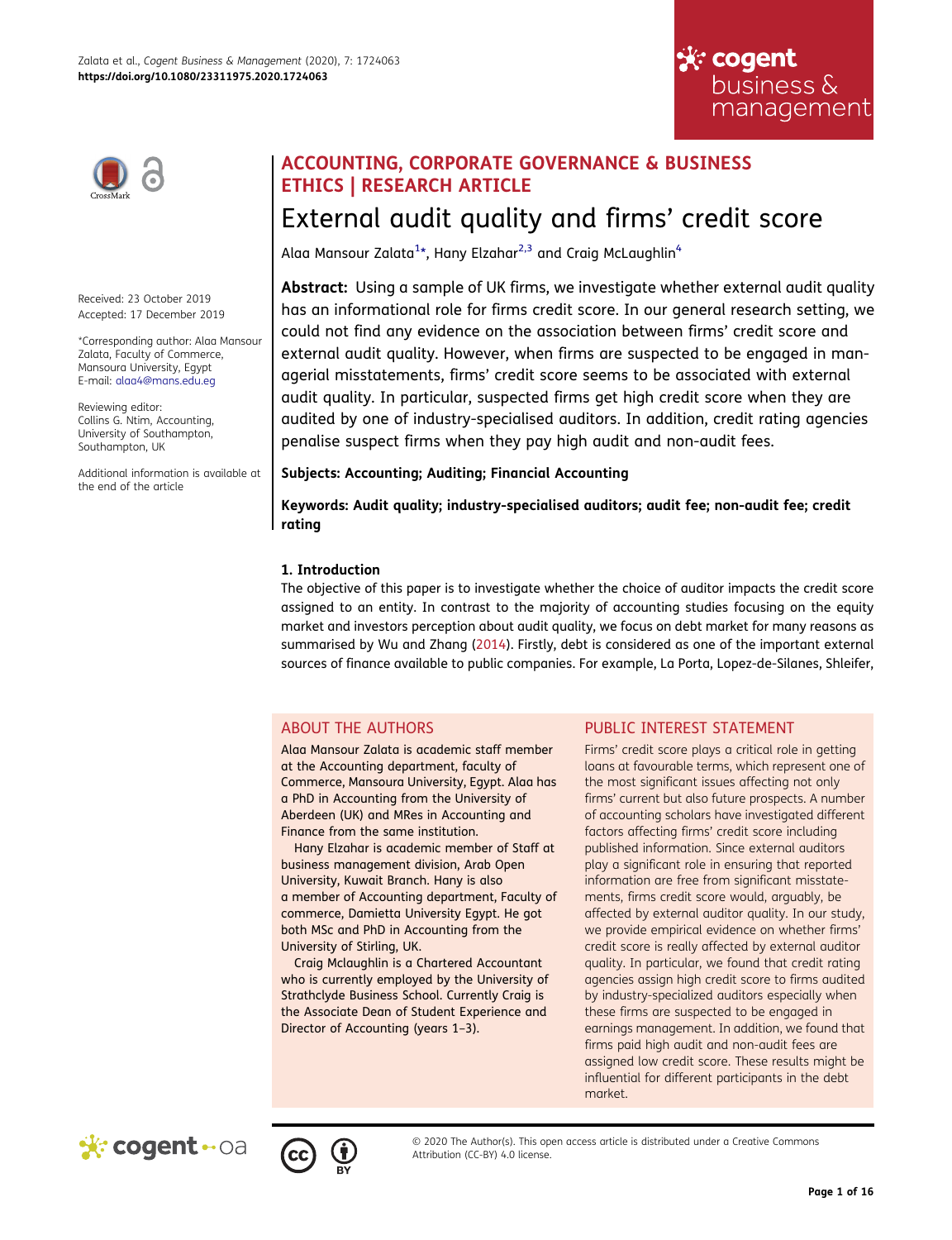ACCOUNTING, CORPORATE GOVERNANCE & BUSINESS ETHICS | RESEARCH ARTICLE

# External audit quality and firms' credit score

Alaa Mansour Zalata[1*], Hany Elzahar[2,3] and Craig McLaughlin[4]

Received: 23 October 2019
Accepted: 17 December 2019

*Corresponding author: Alaa Mansour Zalata, Faculty of Commerce, Mansoura University, Egypt
E-mail: alaa4@mans.edu.eg

Reviewing editor:
Collins G. Ntim, Accounting, University of Southampton, Southampton, UK

Additional information is available at the end of the article

**Abstract:** Using a sample of UK firms, we investigate whether external audit quality has an informational role for firms credit score. In our general research setting, we could not find any evidence on the association between firms' credit score and external audit quality. However, when firms are suspected to be engaged in managerial misstatements, firms' credit score seems to be associated with external audit quality. In particular, suspected firms get high credit score when they are audited by one of industry-specialised auditors. In addition, credit rating agencies penalise suspect firms when they pay high audit and non-audit fees.

**Subjects: Accounting; Auditing; Financial Accounting**

**Keywords: Audit quality; industry-specialised auditors; audit fee; non-audit fee; credit rating**

### 1. Introduction

The objective of this paper is to investigate whether the choice of auditor impacts the credit score assigned to an entity. In contrast to the majority of accounting studies focusing on the equity market and investors perception about audit quality, we focus on debt market for many reasons as summarised by Wu and Zhang (2014). Firstly, debt is considered as one of the important external sources of finance available to public companies. For example, La Porta, Lopez-de-Silanes, Shleifer,

## ABOUT THE AUTHORS

Alaa Mansour Zalata is academic staff member at the Accounting department, faculty of Commerce, Mansoura University, Egypt. Alaa has a PhD in Accounting from the University of Aberdeen (UK) and MRes in Accounting and Finance from the same institution.

Hany Elzahar is academic member of Staff at business management division, Arab Open University, Kuwait Branch. Hany is also a member of Accounting department, Faculty of commerce, Damietta University Egypt. He got both MSc and PhD in Accounting from the University of Stirling, UK.

Craig Mclaughlin is a Chartered Accountant who is currently employed by the University of Strathclyde Business School. Currently Craig is the Associate Dean of Student Experience and Director of Accounting (years 1–3).

## PUBLIC INTEREST STATEMENT

Firms' credit score plays a critical role in getting loans at favourable terms, which represent one of the most significant issues affecting not only firms' current but also future prospects. A number of accounting scholars have investigated different factors affecting firms' credit score including published information. Since external auditors play a significant role in ensuring that reported information are free from significant misstatements, firms credit score would, arguably, be affected by external auditor quality. In our study, we provide empirical evidence on whether firms' credit score is really affected by external auditor quality. In particular, we found that credit rating agencies assign high credit score to firms audited by industry-specialized auditors especially when these firms are suspected to be engaged in earnings management. In addition, we found that firms paid high audit and non-audit fees are assigned low credit score. These results might be influential for different participants in the debt market.

© 2020 The Author(s). This open access article is distributed under a Creative Commons Attribution (CC-BY) 4.0 license.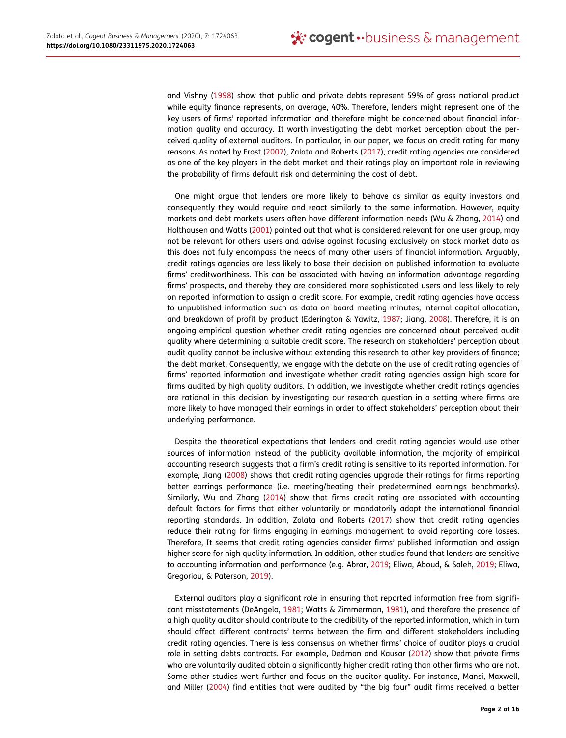and Vishny (1998) show that public and private debts represent 59% of gross national product while equity finance represents, on average, 40%. Therefore, lenders might represent one of the key users of firms' reported information and therefore might be concerned about financial information quality and accuracy. It worth investigating the debt market perception about the perceived quality of external auditors. In particular, in our paper, we focus on credit rating for many reasons. As noted by Frost (2007), Zalata and Roberts (2017), credit rating agencies are considered as one of the key players in the debt market and their ratings play an important role in reviewing the probability of firms default risk and determining the cost of debt.

One might argue that lenders are more likely to behave as similar as equity investors and consequently they would require and react similarly to the same information. However, equity markets and debt markets users often have different information needs (Wu & Zhang, 2014) and Holthausen and Watts (2001) pointed out that what is considered relevant for one user group, may not be relevant for others users and advise against focusing exclusively on stock market data as this does not fully encompass the needs of many other users of financial information. Arguably, credit ratings agencies are less likely to base their decision on published information to evaluate firms' creditworthiness. This can be associated with having an information advantage regarding firms' prospects, and thereby they are considered more sophisticated users and less likely to rely on reported information to assign a credit score. For example, credit rating agencies have access to unpublished information such as data on board meeting minutes, internal capital allocation, and breakdown of profit by product (Ederington & Yawitz, 1987; Jiang, 2008). Therefore, it is an ongoing empirical question whether credit rating agencies are concerned about perceived audit quality where determining a suitable credit score. The research on stakeholders' perception about audit quality cannot be inclusive without extending this research to other key providers of finance; the debt market. Consequently, we engage with the debate on the use of credit rating agencies of firms' reported information and investigate whether credit rating agencies assign high score for firms audited by high quality auditors. In addition, we investigate whether credit ratings agencies are rational in this decision by investigating our research question in a setting where firms are more likely to have managed their earnings in order to affect stakeholders' perception about their underlying performance.

Despite the theoretical expectations that lenders and credit rating agencies would use other sources of information instead of the publicity available information, the majority of empirical accounting research suggests that a firm's credit rating is sensitive to its reported information. For example, Jiang (2008) shows that credit rating agencies upgrade their ratings for firms reporting better earrings performance (i.e. meeting/beating their predetermined earnings benchmarks). Similarly, Wu and Zhang (2014) show that firms credit rating are associated with accounting default factors for firms that either voluntarily or mandatorily adopt the international financial reporting standards. In addition, Zalata and Roberts (2017) show that credit rating agencies reduce their rating for firms engaging in earnings management to avoid reporting core losses. Therefore, It seems that credit rating agencies consider firms' published information and assign higher score for high quality information. In addition, other studies found that lenders are sensitive to accounting information and performance (e.g. Abrar, 2019; Eliwa, Aboud, & Saleh, 2019; Eliwa, Gregoriou, & Paterson, 2019).

External auditors play a significant role in ensuring that reported information free from significant misstatements (DeAngelo, 1981; Watts & Zimmerman, 1981), and therefore the presence of a high quality auditor should contribute to the credibility of the reported information, which in turn should affect different contracts' terms between the firm and different stakeholders including credit rating agencies. There is less consensus on whether firms' choice of auditor plays a crucial role in setting debts contracts. For example, Dedman and Kausar (2012) show that private firms who are voluntarily audited obtain a significantly higher credit rating than other firms who are not. Some other studies went further and focus on the auditor quality. For instance, Mansi, Maxwell, and Miller (2004) find entities that were audited by "the big four" audit firms received a better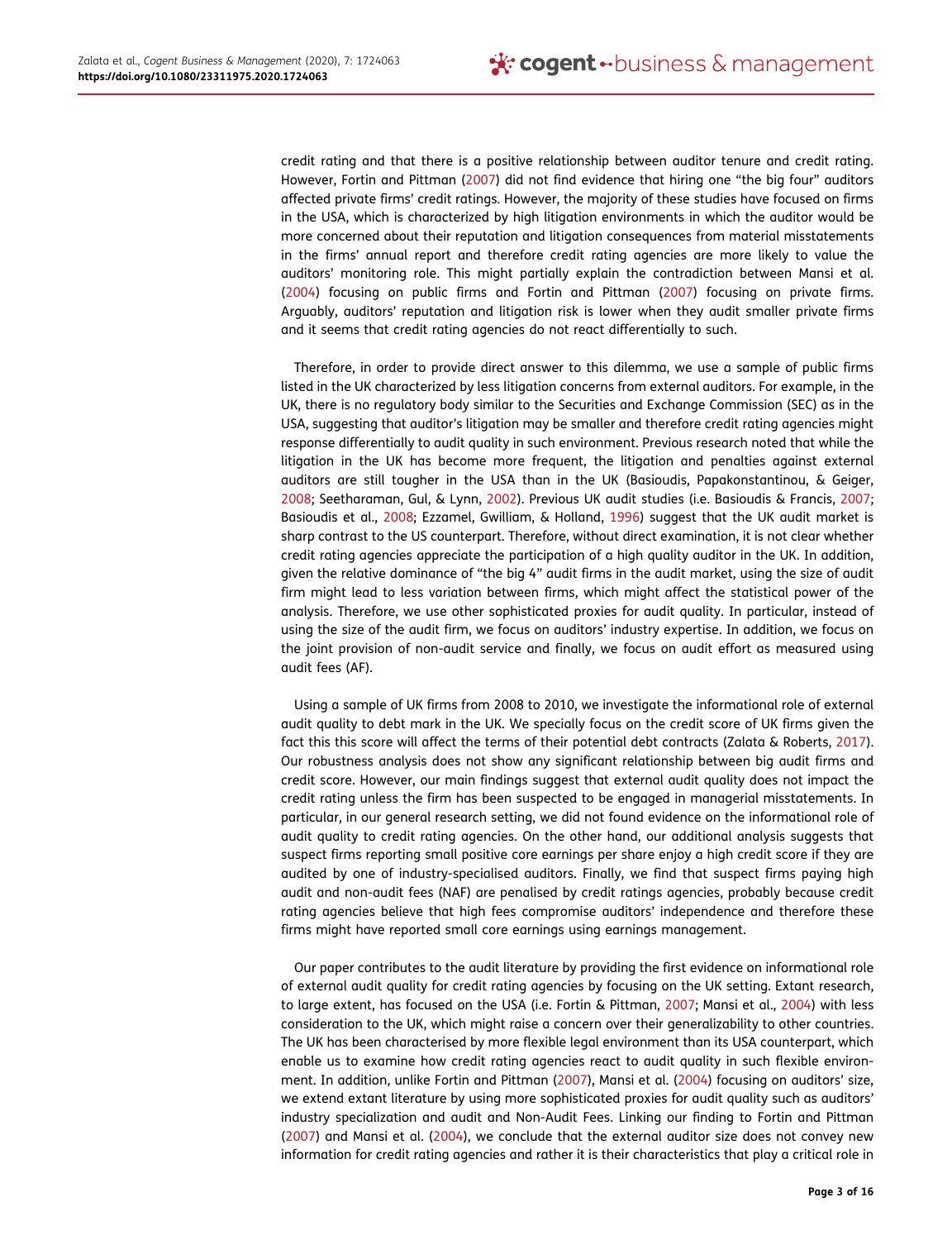credit rating and that there is a positive relationship between auditor tenure and credit rating. However, Fortin and Pittman (2007) did not find evidence that hiring one "the big four" auditors affected private firms' credit ratings. However, the majority of these studies have focused on firms in the USA, which is characterized by high litigation environments in which the auditor would be more concerned about their reputation and litigation consequences from material misstatements in the firms' annual report and therefore credit rating agencies are more likely to value the auditors' monitoring role. This might partially explain the contradiction between Mansi et al. (2004) focusing on public firms and Fortin and Pittman (2007) focusing on private firms. Arguably, auditors' reputation and litigation risk is lower when they audit smaller private firms and it seems that credit rating agencies do not react differentially to such.

Therefore, in order to provide direct answer to this dilemma, we use a sample of public firms listed in the UK characterized by less litigation concerns from external auditors. For example, in the UK, there is no regulatory body similar to the Securities and Exchange Commission (SEC) as in the USA, suggesting that auditor's litigation may be smaller and therefore credit rating agencies might response differentially to audit quality in such environment. Previous research noted that while the litigation in the UK has become more frequent, the litigation and penalties against external auditors are still tougher in the USA than in the UK (Basioudis, Papakonstantinou, & Geiger, 2008; Seetharaman, Gul, & Lynn, 2002). Previous UK audit studies (i.e. Basioudis & Francis, 2007; Basioudis et al., 2008; Ezzamel, Gwilliam, & Holland, 1996) suggest that the UK audit market is sharp contrast to the US counterpart. Therefore, without direct examination, it is not clear whether credit rating agencies appreciate the participation of a high quality auditor in the UK. In addition, given the relative dominance of "the big 4" audit firms in the audit market, using the size of audit firm might lead to less variation between firms, which might affect the statistical power of the analysis. Therefore, we use other sophisticated proxies for audit quality. In particular, instead of using the size of the audit firm, we focus on auditors' industry expertise. In addition, we focus on the joint provision of non-audit service and finally, we focus on audit effort as measured using audit fees (AF).

Using a sample of UK firms from 2008 to 2010, we investigate the informational role of external audit quality to debt mark in the UK. We specially focus on the credit score of UK firms given the fact this this score will affect the terms of their potential debt contracts (Zalata & Roberts, 2017). Our robustness analysis does not show any significant relationship between big audit firms and credit score. However, our main findings suggest that external audit quality does not impact the credit rating unless the firm has been suspected to be engaged in managerial misstatements. In particular, in our general research setting, we did not found evidence on the informational role of audit quality to credit rating agencies. On the other hand, our additional analysis suggests that suspect firms reporting small positive core earnings per share enjoy a high credit score if they are audited by one of industry-specialised auditors. Finally, we find that suspect firms paying high audit and non-audit fees (NAF) are penalised by credit ratings agencies, probably because credit rating agencies believe that high fees compromise auditors' independence and therefore these firms might have reported small core earnings using earnings management.

Our paper contributes to the audit literature by providing the first evidence on informational role of external audit quality for credit rating agencies by focusing on the UK setting. Extant research, to large extent, has focused on the USA (i.e. Fortin & Pittman, 2007; Mansi et al., 2004) with less consideration to the UK, which might raise a concern over their generalizability to other countries. The UK has been characterised by more flexible legal environment than its USA counterpart, which enable us to examine how credit rating agencies react to audit quality in such flexible environment. In addition, unlike Fortin and Pittman (2007), Mansi et al. (2004) focusing on auditors' size, we extend extant literature by using more sophisticated proxies for audit quality such as auditors' industry specialization and audit and Non-Audit Fees. Linking our finding to Fortin and Pittman (2007) and Mansi et al. (2004), we conclude that the external auditor size does not convey new information for credit rating agencies and rather it is their characteristics that play a critical role in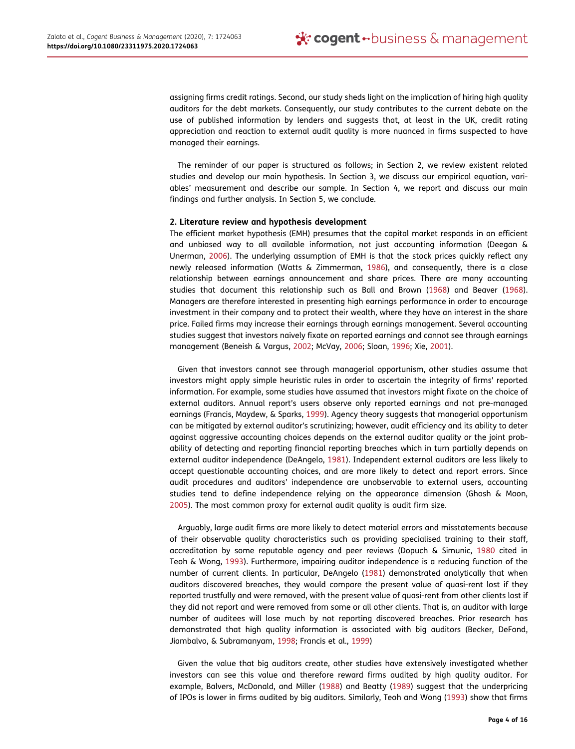assigning firms credit ratings. Second, our study sheds light on the implication of hiring high quality auditors for the debt markets. Consequently, our study contributes to the current debate on the use of published information by lenders and suggests that, at least in the UK, credit rating appreciation and reaction to external audit quality is more nuanced in firms suspected to have managed their earnings.

The reminder of our paper is structured as follows; in Section 2, we review existent related studies and develop our main hypothesis. In Section 3, we discuss our empirical equation, variables' measurement and describe our sample. In Section 4, we report and discuss our main findings and further analysis. In Section 5, we conclude.

## 2. Literature review and hypothesis development

The efficient market hypothesis (EMH) presumes that the capital market responds in an efficient and unbiased way to all available information, not just accounting information (Deegan & Unerman, 2006). The underlying assumption of EMH is that the stock prices quickly reflect any newly released information (Watts & Zimmerman, 1986), and consequently, there is a close relationship between earnings announcement and share prices. There are many accounting studies that document this relationship such as Ball and Brown (1968) and Beaver (1968). Managers are therefore interested in presenting high earnings performance in order to encourage investment in their company and to protect their wealth, where they have an interest in the share price. Failed firms may increase their earnings through earnings management. Several accounting studies suggest that investors naively fixate on reported earnings and cannot see through earnings management (Beneish & Vargus, 2002; McVay, 2006; Sloan, 1996; Xie, 2001).

Given that investors cannot see through managerial opportunism, other studies assume that investors might apply simple heuristic rules in order to ascertain the integrity of firms' reported information. For example, some studies have assumed that investors might fixate on the choice of external auditors. Annual report's users observe only reported earnings and not pre-managed earnings (Francis, Maydew, & Sparks, 1999). Agency theory suggests that managerial opportunism can be mitigated by external auditor's scrutinizing; however, audit efficiency and its ability to deter against aggressive accounting choices depends on the external auditor quality or the joint probability of detecting and reporting financial reporting breaches which in turn partially depends on external auditor independence (DeAngelo, 1981). Independent external auditors are less likely to accept questionable accounting choices, and are more likely to detect and report errors. Since audit procedures and auditors' independence are unobservable to external users, accounting studies tend to define independence relying on the appearance dimension (Ghosh & Moon, 2005). The most common proxy for external audit quality is audit firm size.

Arguably, large audit firms are more likely to detect material errors and misstatements because of their observable quality characteristics such as providing specialised training to their staff, accreditation by some reputable agency and peer reviews (Dopuch & Simunic, 1980 cited in Teoh & Wong, 1993). Furthermore, impairing auditor independence is a reducing function of the number of current clients. In particular, DeAngelo (1981) demonstrated analytically that when auditors discovered breaches, they would compare the present value of quasi-rent lost if they reported trustfully and were removed, with the present value of quasi-rent from other clients lost if they did not report and were removed from some or all other clients. That is, an auditor with large number of auditees will lose much by not reporting discovered breaches. Prior research has demonstrated that high quality information is associated with big auditors (Becker, DeFond, Jiambalvo, & Subramanyam, 1998; Francis et al., 1999)

Given the value that big auditors create, other studies have extensively investigated whether investors can see this value and therefore reward firms audited by high quality auditor. For example, Balvers, McDonald, and Miller (1988) and Beatty (1989) suggest that the underpricing of IPOs is lower in firms audited by big auditors. Similarly, Teoh and Wong (1993) show that firms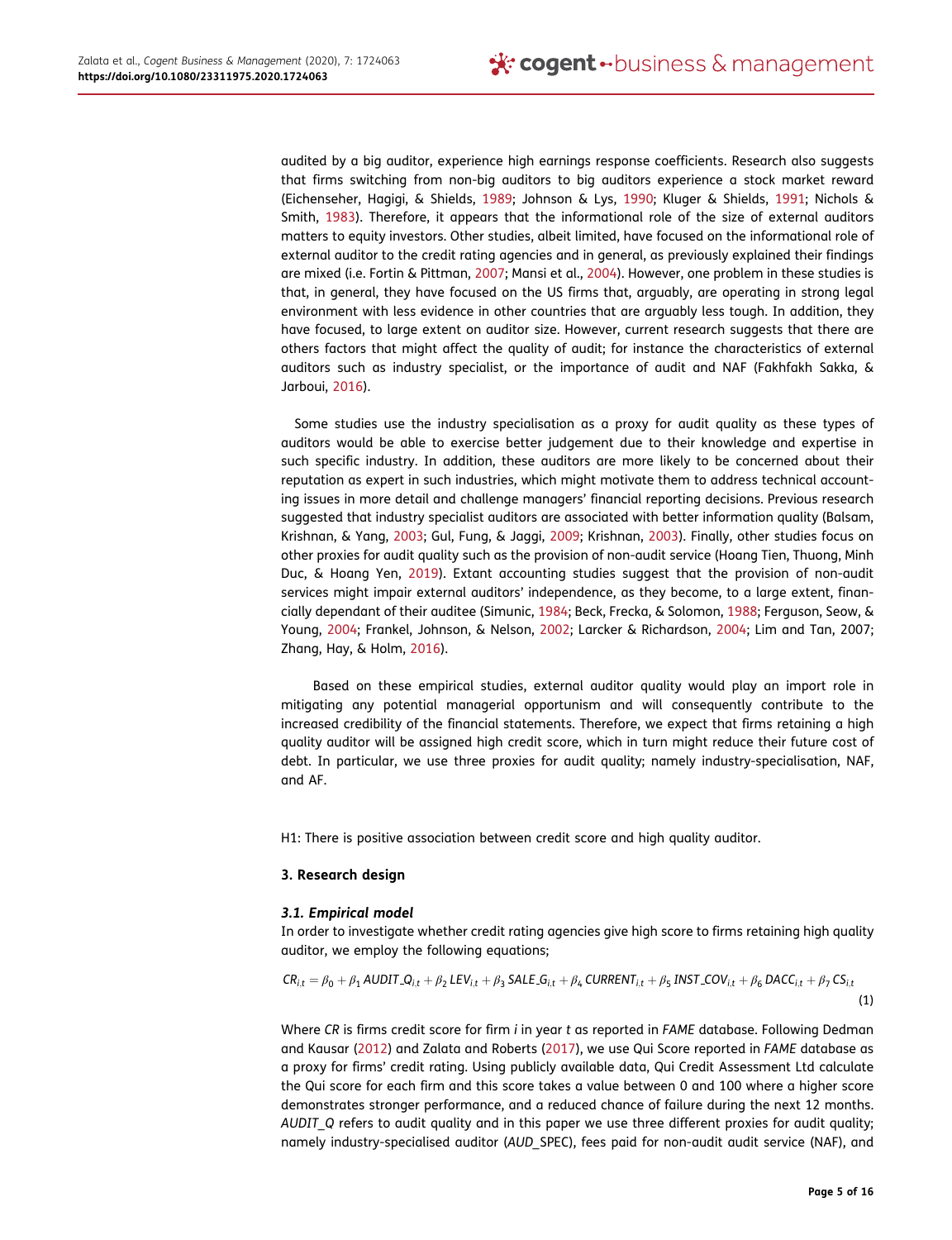audited by a big auditor, experience high earnings response coefficients. Research also suggests that firms switching from non-big auditors to big auditors experience a stock market reward (Eichenseher, Hagigi, & Shields, 1989; Johnson & Lys, 1990; Kluger & Shields, 1991; Nichols & Smith, 1983). Therefore, it appears that the informational role of the size of external auditors matters to equity investors. Other studies, albeit limited, have focused on the informational role of external auditor to the credit rating agencies and in general, as previously explained their findings are mixed (i.e. Fortin & Pittman, 2007; Mansi et al., 2004). However, one problem in these studies is that, in general, they have focused on the US firms that, arguably, are operating in strong legal environment with less evidence in other countries that are arguably less tough. In addition, they have focused, to large extent on auditor size. However, current research suggests that there are others factors that might affect the quality of audit; for instance the characteristics of external auditors such as industry specialist, or the importance of audit and NAF (Fakhfakh Sakka, & Jarboui, 2016).

Some studies use the industry specialisation as a proxy for audit quality as these types of auditors would be able to exercise better judgement due to their knowledge and expertise in such specific industry. In addition, these auditors are more likely to be concerned about their reputation as expert in such industries, which might motivate them to address technical accounting issues in more detail and challenge managers' financial reporting decisions. Previous research suggested that industry specialist auditors are associated with better information quality (Balsam, Krishnan, & Yang, 2003; Gul, Fung, & Jaggi, 2009; Krishnan, 2003). Finally, other studies focus on other proxies for audit quality such as the provision of non-audit service (Hoang Tien, Thuong, Minh Duc, & Hoang Yen, 2019). Extant accounting studies suggest that the provision of non-audit services might impair external auditors' independence, as they become, to a large extent, financially dependant of their auditee (Simunic, 1984; Beck, Frecka, & Solomon, 1988; Ferguson, Seow, & Young, 2004; Frankel, Johnson, & Nelson, 2002; Larcker & Richardson, 2004; Lim and Tan, 2007; Zhang, Hay, & Holm, 2016).

Based on these empirical studies, external auditor quality would play an import role in mitigating any potential managerial opportunism and will consequently contribute to the increased credibility of the financial statements. Therefore, we expect that firms retaining a high quality auditor will be assigned high credit score, which in turn might reduce their future cost of debt. In particular, we use three proxies for audit quality; namely industry-specialisation, NAF, and AF.

H1: There is positive association between credit score and high quality auditor.

## 3. Research design

### 3.1. Empirical model

In order to investigate whether credit rating agencies give high score to firms retaining high quality auditor, we employ the following equations;

$$CR_{i,t} = \beta_0 + \beta_1\,AUDIT\_Q_{i,t} + \beta_2\,LEV_{i,t} + \beta_3\,SALE\_G_{i,t} + \beta_4\,CURRENT_{i,t} + \beta_5\,INST\_COV_{i,t} + \beta_6\,DACC_{i,t} + \beta_7\,CS_{i,t} \tag{1}$$

Where *CR* is firms credit score for firm *i* in year *t* as reported in *FAME* database. Following Dedman and Kausar (2012) and Zalata and Roberts (2017), we use Qui Score reported in *FAME* database as a proxy for firms' credit rating. Using publicly available data, Qui Credit Assessment Ltd calculate the Qui score for each firm and this score takes a value between 0 and 100 where a higher score demonstrates stronger performance, and a reduced chance of failure during the next 12 months. *AUDIT_Q* refers to audit quality and in this paper we use three different proxies for audit quality; namely industry-specialised auditor (*AUD*_SPEC), fees paid for non-audit audit service (NAF), and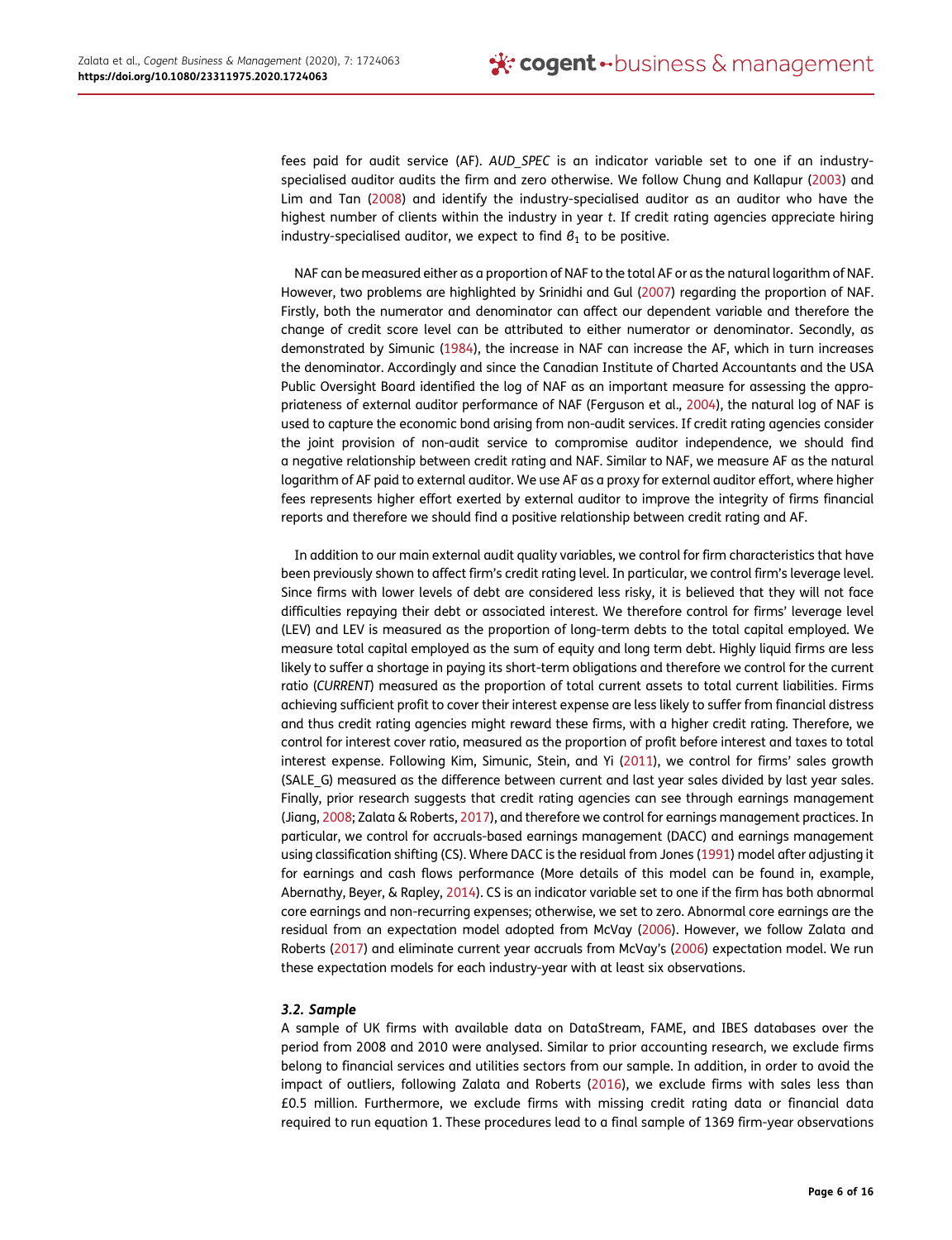fees paid for audit service (AF). *AUD_SPEC* is an indicator variable set to one if an industry-specialised auditor audits the firm and zero otherwise. We follow Chung and Kallapur (2003) and Lim and Tan (2008) and identify the industry-specialised auditor as an auditor who have the highest number of clients within the industry in year *t*. If credit rating agencies appreciate hiring industry-specialised auditor, we expect to find $\beta_1$ to be positive.

NAF can be measured either as a proportion of NAF to the total AF or as the natural logarithm of NAF. However, two problems are highlighted by Srinidhi and Gul (2007) regarding the proportion of NAF. Firstly, both the numerator and denominator can affect our dependent variable and therefore the change of credit score level can be attributed to either numerator or denominator. Secondly, as demonstrated by Simunic (1984), the increase in NAF can increase the AF, which in turn increases the denominator. Accordingly and since the Canadian Institute of Charted Accountants and the USA Public Oversight Board identified the log of NAF as an important measure for assessing the appropriateness of external auditor performance of NAF (Ferguson et al., 2004), the natural log of NAF is used to capture the economic bond arising from non-audit services. If credit rating agencies consider the joint provision of non-audit service to compromise auditor independence, we should find a negative relationship between credit rating and NAF. Similar to NAF, we measure AF as the natural logarithm of AF paid to external auditor. We use AF as a proxy for external auditor effort, where higher fees represents higher effort exerted by external auditor to improve the integrity of firms financial reports and therefore we should find a positive relationship between credit rating and AF.

In addition to our main external audit quality variables, we control for firm characteristics that have been previously shown to affect firm's credit rating level. In particular, we control firm's leverage level. Since firms with lower levels of debt are considered less risky, it is believed that they will not face difficulties repaying their debt or associated interest. We therefore control for firms' leverage level (LEV) and LEV is measured as the proportion of long-term debts to the total capital employed. We measure total capital employed as the sum of equity and long term debt. Highly liquid firms are less likely to suffer a shortage in paying its short-term obligations and therefore we control for the current ratio (*CURRENT*) measured as the proportion of total current assets to total current liabilities. Firms achieving sufficient profit to cover their interest expense are less likely to suffer from financial distress and thus credit rating agencies might reward these firms, with a higher credit rating. Therefore, we control for interest cover ratio, measured as the proportion of profit before interest and taxes to total interest expense. Following Kim, Simunic, Stein, and Yi (2011), we control for firms' sales growth (SALE_G) measured as the difference between current and last year sales divided by last year sales. Finally, prior research suggests that credit rating agencies can see through earnings management (Jiang, 2008; Zalata & Roberts, 2017), and therefore we control for earnings management practices. In particular, we control for accruals-based earnings management (DACC) and earnings management using classification shifting (CS). Where DACC is the residual from Jones (1991) model after adjusting it for earnings and cash flows performance (More details of this model can be found in, example, Abernathy, Beyer, & Rapley, 2014). CS is an indicator variable set to one if the firm has both abnormal core earnings and non-recurring expenses; otherwise, we set to zero. Abnormal core earnings are the residual from an expectation model adopted from McVay (2006). However, we follow Zalata and Roberts (2017) and eliminate current year accruals from McVay's (2006) expectation model. We run these expectation models for each industry-year with at least six observations.

### *3.2. Sample*

A sample of UK firms with available data on DataStream, FAME, and IBES databases over the period from 2008 and 2010 were analysed. Similar to prior accounting research, we exclude firms belong to financial services and utilities sectors from our sample. In addition, in order to avoid the impact of outliers, following Zalata and Roberts (2016), we exclude firms with sales less than £0.5 million. Furthermore, we exclude firms with missing credit rating data or financial data required to run equation 1. These procedures lead to a final sample of 1369 firm-year observations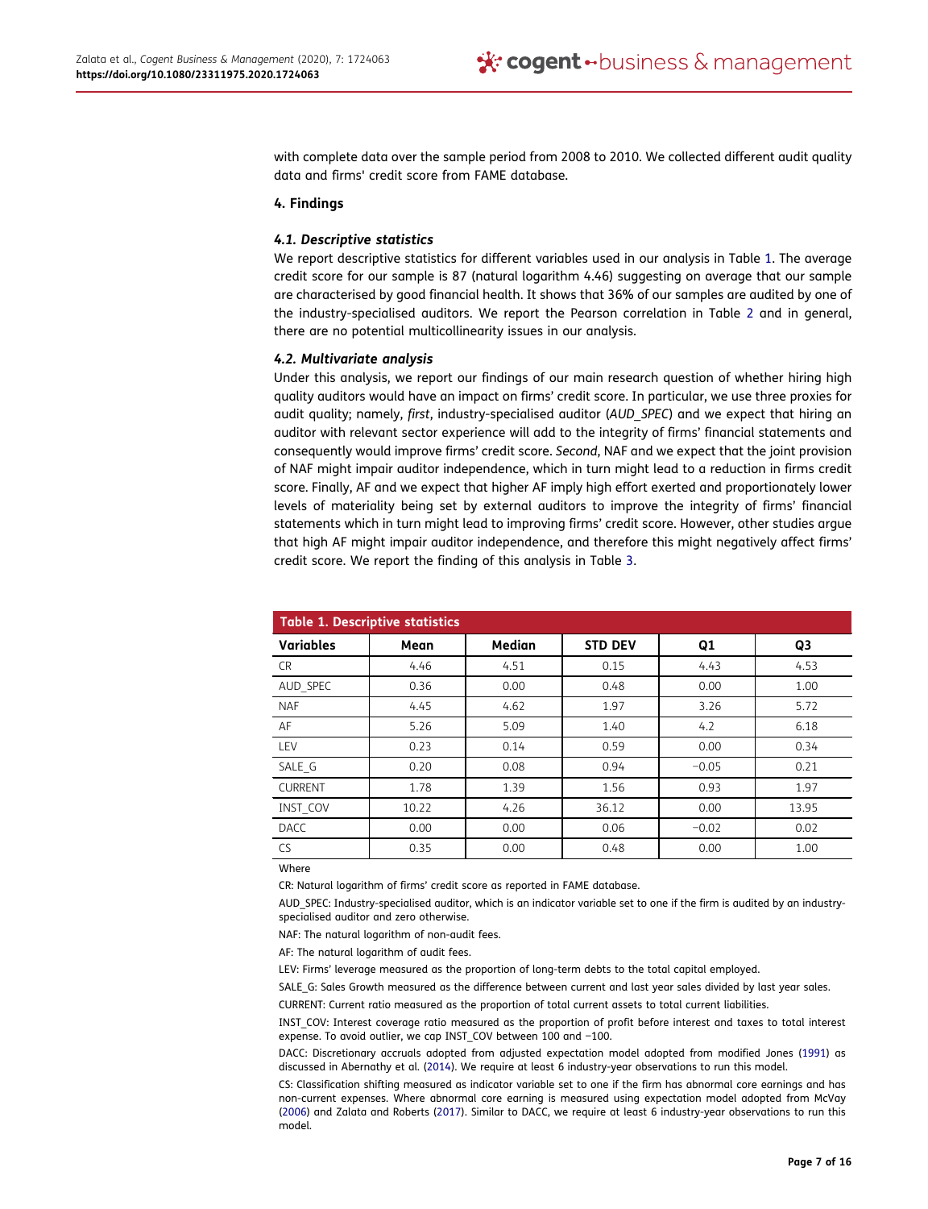with complete data over the sample period from 2008 to 2010. We collected different audit quality data and firms' credit score from FAME database.

## 4. Findings

### 4.1. Descriptive statistics

We report descriptive statistics for different variables used in our analysis in Table 1. The average credit score for our sample is 87 (natural logarithm 4.46) suggesting on average that our sample are characterised by good financial health. It shows that 36% of our samples are audited by one of the industry-specialised auditors. We report the Pearson correlation in Table 2 and in general, there are no potential multicollinearity issues in our analysis.

### 4.2. Multivariate analysis

Under this analysis, we report our findings of our main research question of whether hiring high quality auditors would have an impact on firms' credit score. In particular, we use three proxies for audit quality; namely, *first*, industry-specialised auditor (*AUD_SPEC*) and we expect that hiring an auditor with relevant sector experience will add to the integrity of firms' financial statements and consequently would improve firms' credit score. *Second*, NAF and we expect that the joint provision of NAF might impair auditor independence, which in turn might lead to a reduction in firms credit score. Finally, AF and we expect that higher AF imply high effort exerted and proportionately lower levels of materiality being set by external auditors to improve the integrity of firms' financial statements which in turn might lead to improving firms' credit score. However, other studies argue that high AF might impair auditor independence, and therefore this might negatively affect firms' credit score. We report the finding of this analysis in Table 3.

**Table 1. Descriptive statistics**

| Variables | Mean | Median | STD DEV | Q1 | Q3 |
|---|---|---|---|---|---|
| CR | 4.46 | 4.51 | 0.15 | 4.43 | 4.53 |
| AUD_SPEC | 0.36 | 0.00 | 0.48 | 0.00 | 1.00 |
| NAF | 4.45 | 4.62 | 1.97 | 3.26 | 5.72 |
| AF | 5.26 | 5.09 | 1.40 | 4.2 | 6.18 |
| LEV | 0.23 | 0.14 | 0.59 | 0.00 | 0.34 |
| SALE_G | 0.20 | 0.08 | 0.94 | −0.05 | 0.21 |
| CURRENT | 1.78 | 1.39 | 1.56 | 0.93 | 1.97 |
| INST_COV | 10.22 | 4.26 | 36.12 | 0.00 | 13.95 |
| DACC | 0.00 | 0.00 | 0.06 | −0.02 | 0.02 |
| CS | 0.35 | 0.00 | 0.48 | 0.00 | 1.00 |

Where

CR: Natural logarithm of firms' credit score as reported in FAME database.

AUD_SPEC: Industry-specialised auditor, which is an indicator variable set to one if the firm is audited by an industry-specialised auditor and zero otherwise.

NAF: The natural logarithm of non-audit fees.

AF: The natural logarithm of audit fees.

LEV: Firms' leverage measured as the proportion of long-term debts to the total capital employed.

SALE_G: Sales Growth measured as the difference between current and last year sales divided by last year sales.

CURRENT: Current ratio measured as the proportion of total current assets to total current liabilities.

INST_COV: Interest coverage ratio measured as the proportion of profit before interest and taxes to total interest expense. To avoid outlier, we cap INST_COV between 100 and −100.

DACC: Discretionary accruals adopted from adjusted expectation model adopted from modified Jones (1991) as discussed in Abernathy et al. (2014). We require at least 6 industry-year observations to run this model.

CS: Classification shifting measured as indicator variable set to one if the firm has abnormal core earnings and has non-current expenses. Where abnormal core earning is measured using expectation model adopted from McVay (2006) and Zalata and Roberts (2017). Similar to DACC, we require at least 6 industry-year observations to run this model.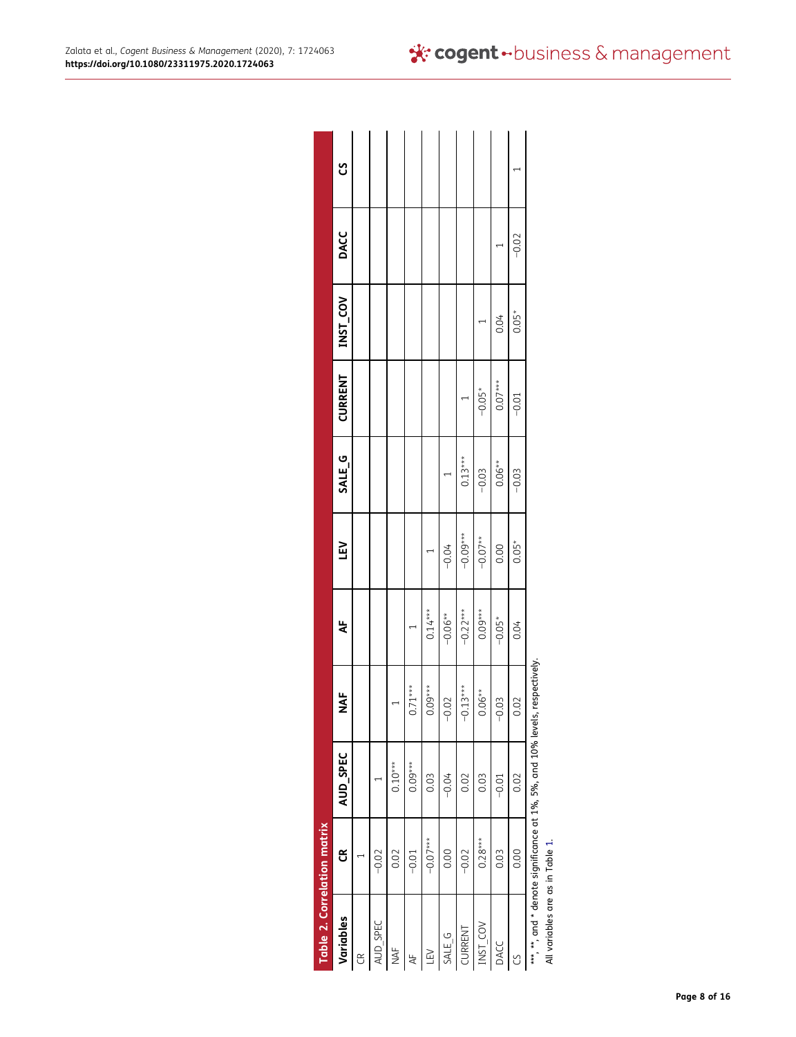**Table 2. Correlation matrix**

| Variables | CR | AUD_SPEC | NAF | AF | LEV | SALE_G | CURRENT | INST_COV | DACC | CS |
|---|---|---|---|---|---|---|---|---|---|---|
| CR | 1 | | | | | | | | | |
| AUD_SPEC | −0.02 | 1 | | | | | | | | |
| NAF | 0.02 | 0.10*** | 1 | | | | | | | |
| AF | −0.01 | 0.09*** | 0.71*** | 1 | | | | | | |
| LEV | −0.07*** | 0.03 | 0.09*** | 0.14*** | 1 | | | | | |
| SALE_G | 0.00 | −0.04 | −0.02 | −0.06** | −0.04 | 1 | | | | |
| CURRENT | −0.02 | 0.02 | −0.13*** | −0.22*** | −0.09*** | 0.13*** | 1 | | | |
| INST_COV | 0.28*** | 0.03 | 0.06** | 0.09*** | −0.07** | −0.03 | −0.05* | 1 | | |
| DACC | 0.03 | −0.01 | −0.03 | −0.05* | 0.00 | 0.06** | 0.07*** | 0.04 | 1 | |
| CS | 0.00 | 0.02 | 0.02 | 0.04 | 0.05* | −0.03 | −0.01 | 0.05* | −0.02 | 1 |

***, **, and * denote significance at 1%, 5%, and 10% levels, respectively.

All variables are as in Table 1.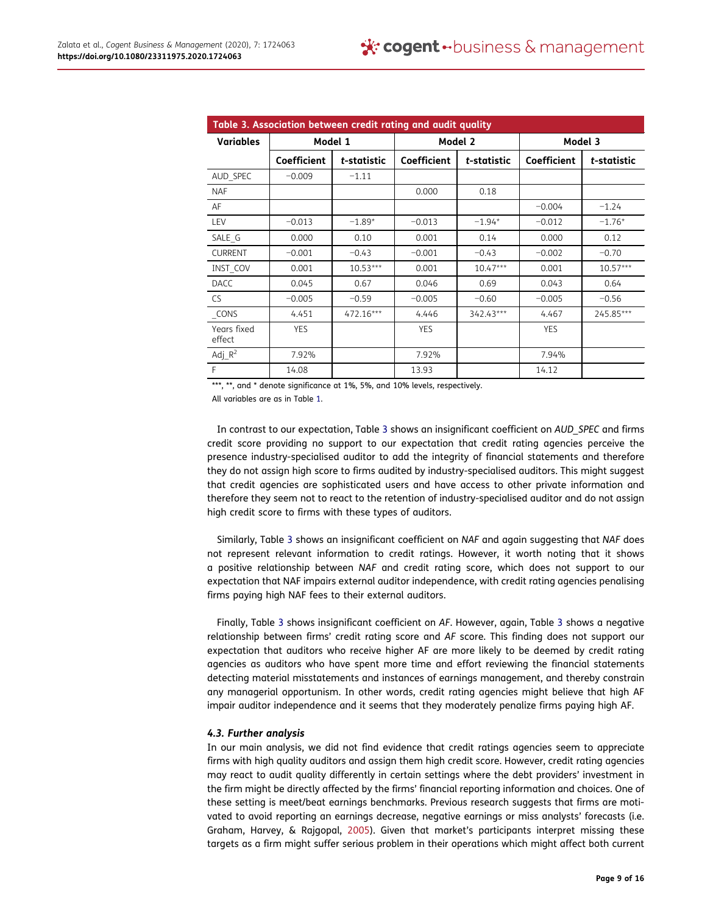**Table 3. Association between credit rating and audit quality**

| Variables | Model 1 | | Model 2 | | Model 3 | |
|---|---|---|---|---|---|---|
| | Coefficient | *t*-statistic | Coefficient | *t*-statistic | Coefficient | *t*-statistic |
| AUD_SPEC | −0.009 | −1.11 | | | | |
| NAF | | | 0.000 | 0.18 | | |
| AF | | | | | −0.004 | −1.24 |
| LEV | −0.013 | −1.89* | −0.013 | −1.94* | −0.012 | −1.76* |
| SALE_G | 0.000 | 0.10 | 0.001 | 0.14 | 0.000 | 0.12 |
| CURRENT | −0.001 | −0.43 | −0.001 | −0.43 | −0.002 | −0.70 |
| INST_COV | 0.001 | 10.53*** | 0.001 | 10.47*** | 0.001 | 10.57*** |
| DACC | 0.045 | 0.67 | 0.046 | 0.69 | 0.043 | 0.64 |
| CS | −0.005 | −0.59 | −0.005 | −0.60 | −0.005 | −0.56 |
| _CONS | 4.451 | 472.16*** | 4.446 | 342.43*** | 4.467 | 245.85*** |
| Years fixed effect | YES | | YES | | YES | |
| Adj_$R^2$ | 7.92% | | 7.92% | | 7.94% | |
| F | 14.08 | | 13.93 | | 14.12 | |

***, **, and * denote significance at 1%, 5%, and 10% levels, respectively.

All variables are as in Table 1.

In contrast to our expectation, Table 3 shows an insignificant coefficient on *AUD_SPEC* and firms credit score providing no support to our expectation that credit rating agencies perceive the presence industry-specialised auditor to add the integrity of financial statements and therefore they do not assign high score to firms audited by industry-specialised auditors. This might suggest that credit agencies are sophisticated users and have access to other private information and therefore they seem not to react to the retention of industry-specialised auditor and do not assign high credit score to firms with these types of auditors.

Similarly, Table 3 shows an insignificant coefficient on *NAF* and again suggesting that *NAF* does not represent relevant information to credit ratings. However, it worth noting that it shows a positive relationship between *NAF* and credit rating score, which does not support to our expectation that NAF impairs external auditor independence, with credit rating agencies penalising firms paying high NAF fees to their external auditors.

Finally, Table 3 shows insignificant coefficient on *AF*. However, again, Table 3 shows a negative relationship between firms' credit rating score and *AF* score. This finding does not support our expectation that auditors who receive higher AF are more likely to be deemed by credit rating agencies as auditors who have spent more time and effort reviewing the financial statements detecting material misstatements and instances of earnings management, and thereby constrain any managerial opportunism. In other words, credit rating agencies might believe that high AF impair auditor independence and it seems that they moderately penalize firms paying high AF.

### *4.3. Further analysis*

In our main analysis, we did not find evidence that credit ratings agencies seem to appreciate firms with high quality auditors and assign them high credit score. However, credit rating agencies may react to audit quality differently in certain settings where the debt providers' investment in the firm might be directly affected by the firms' financial reporting information and choices. One of these setting is meet/beat earnings benchmarks. Previous research suggests that firms are motivated to avoid reporting an earnings decrease, negative earnings or miss analysts' forecasts (i.e. Graham, Harvey, & Rajgopal, 2005). Given that market's participants interpret missing these targets as a firm might suffer serious problem in their operations which might affect both current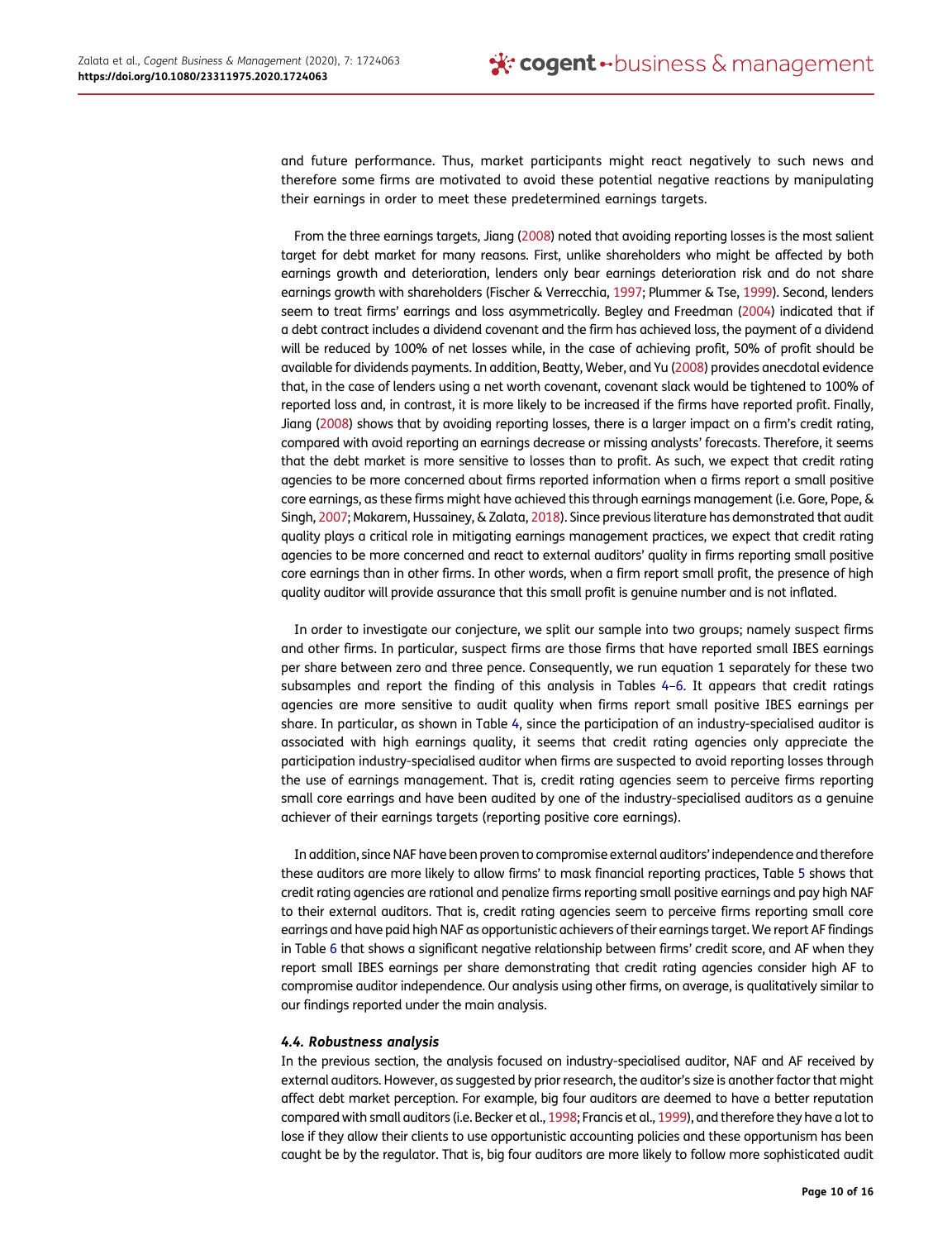and future performance. Thus, market participants might react negatively to such news and therefore some firms are motivated to avoid these potential negative reactions by manipulating their earnings in order to meet these predetermined earnings targets.

From the three earnings targets, Jiang (2008) noted that avoiding reporting losses is the most salient target for debt market for many reasons. First, unlike shareholders who might be affected by both earnings growth and deterioration, lenders only bear earnings deterioration risk and do not share earnings growth with shareholders (Fischer & Verrecchia, 1997; Plummer & Tse, 1999). Second, lenders seem to treat firms' earrings and loss asymmetrically. Begley and Freedman (2004) indicated that if a debt contract includes a dividend covenant and the firm has achieved loss, the payment of a dividend will be reduced by 100% of net losses while, in the case of achieving profit, 50% of profit should be available for dividends payments. In addition, Beatty, Weber, and Yu (2008) provides anecdotal evidence that, in the case of lenders using a net worth covenant, covenant slack would be tightened to 100% of reported loss and, in contrast, it is more likely to be increased if the firms have reported profit. Finally, Jiang (2008) shows that by avoiding reporting losses, there is a larger impact on a firm's credit rating, compared with avoid reporting an earnings decrease or missing analysts' forecasts. Therefore, it seems that the debt market is more sensitive to losses than to profit. As such, we expect that credit rating agencies to be more concerned about firms reported information when a firms report a small positive core earnings, as these firms might have achieved this through earnings management (i.e. Gore, Pope, & Singh, 2007; Makarem, Hussainey, & Zalata, 2018). Since previous literature has demonstrated that audit quality plays a critical role in mitigating earnings management practices, we expect that credit rating agencies to be more concerned and react to external auditors' quality in firms reporting small positive core earnings than in other firms. In other words, when a firm report small profit, the presence of high quality auditor will provide assurance that this small profit is genuine number and is not inflated.

In order to investigate our conjecture, we split our sample into two groups; namely suspect firms and other firms. In particular, suspect firms are those firms that have reported small IBES earnings per share between zero and three pence. Consequently, we run equation 1 separately for these two subsamples and report the finding of this analysis in Tables 4–6. It appears that credit ratings agencies are more sensitive to audit quality when firms report small positive IBES earnings per share. In particular, as shown in Table 4, since the participation of an industry-specialised auditor is associated with high earnings quality, it seems that credit rating agencies only appreciate the participation industry-specialised auditor when firms are suspected to avoid reporting losses through the use of earnings management. That is, credit rating agencies seem to perceive firms reporting small core earrings and have been audited by one of the industry-specialised auditors as a genuine achiever of their earnings targets (reporting positive core earnings).

In addition, since NAF have been proven to compromise external auditors' independence and therefore these auditors are more likely to allow firms' to mask financial reporting practices, Table 5 shows that credit rating agencies are rational and penalize firms reporting small positive earnings and pay high NAF to their external auditors. That is, credit rating agencies seem to perceive firms reporting small core earrings and have paid high NAF as opportunistic achievers of their earnings target. We report AF findings in Table 6 that shows a significant negative relationship between firms' credit score, and AF when they report small IBES earnings per share demonstrating that credit rating agencies consider high AF to compromise auditor independence. Our analysis using other firms, on average, is qualitatively similar to our findings reported under the main analysis.

### 4.4. *Robustness analysis*

In the previous section, the analysis focused on industry-specialised auditor, NAF and AF received by external auditors. However, as suggested by prior research, the auditor's size is another factor that might affect debt market perception. For example, big four auditors are deemed to have a better reputation compared with small auditors (i.e. Becker et al., 1998; Francis et al., 1999), and therefore they have a lot to lose if they allow their clients to use opportunistic accounting policies and these opportunism has been caught be by the regulator. That is, big four auditors are more likely to follow more sophisticated audit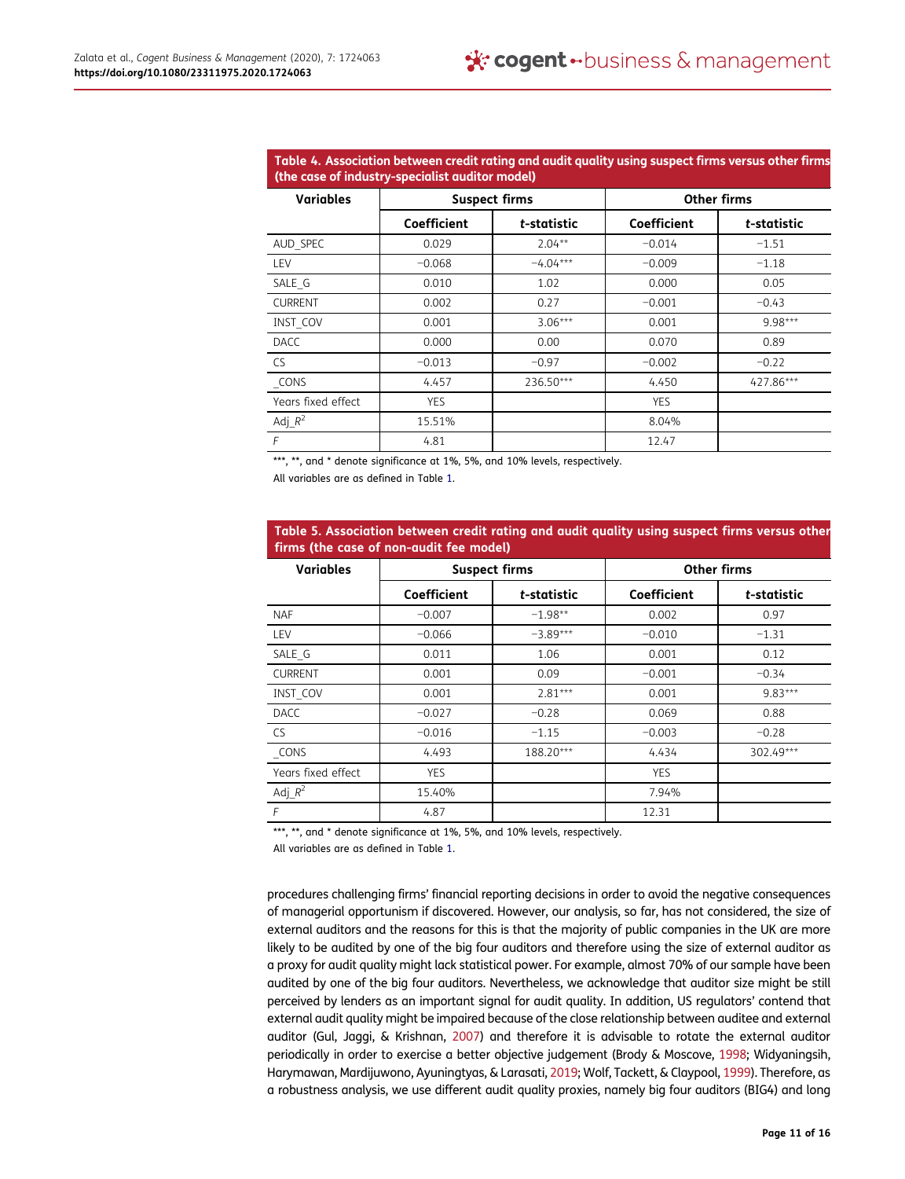**Table 4. Association between credit rating and audit quality using suspect firms versus other firms (the case of industry-specialist auditor model)**

| Variables | Suspect firms | | Other firms | |
|---|---|---|---|---|
| | Coefficient | *t*-statistic | Coefficient | *t*-statistic |
| AUD_SPEC | 0.029 | 2.04** | −0.014 | −1.51 |
| LEV | −0.068 | −4.04*** | −0.009 | −1.18 |
| SALE_G | 0.010 | 1.02 | 0.000 | 0.05 |
| CURRENT | 0.002 | 0.27 | −0.001 | −0.43 |
| INST_COV | 0.001 | 3.06*** | 0.001 | 9.98*** |
| DACC | 0.000 | 0.00 | 0.070 | 0.89 |
| CS | −0.013 | −0.97 | −0.002 | −0.22 |
| _CONS | 4.457 | 236.50*** | 4.450 | 427.86*** |
| Years fixed effect | YES | | YES | |
| Adj_$R^2$ | 15.51% | | 8.04% | |
| *F* | 4.81 | | 12.47 | |

***, **, and * denote significance at 1%, 5%, and 10% levels, respectively.

All variables are as defined in Table 1.

**Table 5. Association between credit rating and audit quality using suspect firms versus other firms (the case of non-audit fee model)**

| Variables | Suspect firms | | Other firms | |
|---|---|---|---|---|
| | Coefficient | *t*-statistic | Coefficient | *t*-statistic |
| NAF | −0.007 | −1.98** | 0.002 | 0.97 |
| LEV | −0.066 | −3.89*** | −0.010 | −1.31 |
| SALE_G | 0.011 | 1.06 | 0.001 | 0.12 |
| CURRENT | 0.001 | 0.09 | −0.001 | −0.34 |
| INST_COV | 0.001 | 2.81*** | 0.001 | 9.83*** |
| DACC | −0.027 | −0.28 | 0.069 | 0.88 |
| CS | −0.016 | −1.15 | −0.003 | −0.28 |
| _CONS | 4.493 | 188.20*** | 4.434 | 302.49*** |
| Years fixed effect | YES | | YES | |
| Adj_$R^2$ | 15.40% | | 7.94% | |
| *F* | 4.87 | | 12.31 | |

***, **, and * denote significance at 1%, 5%, and 10% levels, respectively.

All variables are as defined in Table 1.

procedures challenging firms' financial reporting decisions in order to avoid the negative consequences of managerial opportunism if discovered. However, our analysis, so far, has not considered, the size of external auditors and the reasons for this is that the majority of public companies in the UK are more likely to be audited by one of the big four auditors and therefore using the size of external auditor as a proxy for audit quality might lack statistical power. For example, almost 70% of our sample have been audited by one of the big four auditors. Nevertheless, we acknowledge that auditor size might be still perceived by lenders as an important signal for audit quality. In addition, US regulators' contend that external audit quality might be impaired because of the close relationship between auditee and external auditor (Gul, Jaggi, & Krishnan, 2007) and therefore it is advisable to rotate the external auditor periodically in order to exercise a better objective judgement (Brody & Moscove, 1998; Widyaningsih, Harymawan, Mardijuwono, Ayuningtyas, & Larasati, 2019; Wolf, Tackett, & Claypool, 1999). Therefore, as a robustness analysis, we use different audit quality proxies, namely big four auditors (BIG4) and long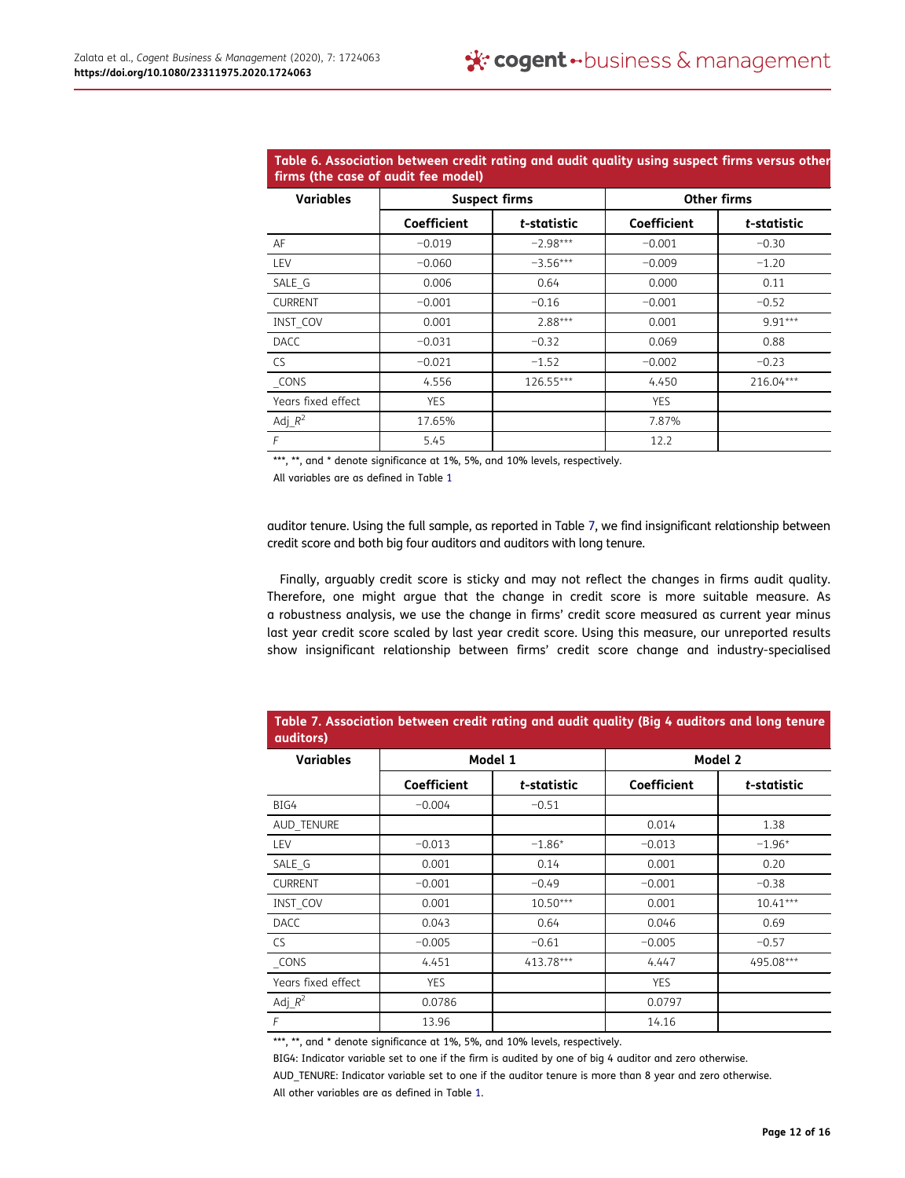**Table 6. Association between credit rating and audit quality using suspect firms versus other firms (the case of audit fee model)**

| Variables | Suspect firms | | Other firms | |
|---|---|---|---|---|
| | **Coefficient** | ***t*-statistic** | **Coefficient** | ***t*-statistic** |
| AF | −0.019 | −2.98*** | −0.001 | −0.30 |
| LEV | −0.060 | −3.56*** | −0.009 | −1.20 |
| SALE_G | 0.006 | 0.64 | 0.000 | 0.11 |
| CURRENT | −0.001 | −0.16 | −0.001 | −0.52 |
| INST_COV | 0.001 | 2.88*** | 0.001 | 9.91*** |
| DACC | −0.031 | −0.32 | 0.069 | 0.88 |
| CS | −0.021 | −1.52 | −0.002 | −0.23 |
| _CONS | 4.556 | 126.55*** | 4.450 | 216.04*** |
| Years fixed effect | YES | | YES | |
| Adj_$R^2$ | 17.65% | | 7.87% | |
| $F$ | 5.45 | | 12.2 | |

***, **, and * denote significance at 1%, 5%, and 10% levels, respectively.

All variables are as defined in Table 1

auditor tenure. Using the full sample, as reported in Table 7, we find insignificant relationship between credit score and both big four auditors and auditors with long tenure.

Finally, arguably credit score is sticky and may not reflect the changes in firms audit quality. Therefore, one might argue that the change in credit score is more suitable measure. As a robustness analysis, we use the change in firms' credit score measured as current year minus last year credit score scaled by last year credit score. Using this measure, our unreported results show insignificant relationship between firms' credit score change and industry-specialised

**Table 7. Association between credit rating and audit quality (Big 4 auditors and long tenure auditors)**

| Variables | Model 1 | | Model 2 | |
|---|---|---|---|---|
| | **Coefficient** | ***t*-statistic** | **Coefficient** | ***t*-statistic** |
| BIG4 | −0.004 | −0.51 | | |
| AUD_TENURE | | | 0.014 | 1.38 |
| LEV | −0.013 | −1.86* | −0.013 | −1.96* |
| SALE_G | 0.001 | 0.14 | 0.001 | 0.20 |
| CURRENT | −0.001 | −0.49 | −0.001 | −0.38 |
| INST_COV | 0.001 | 10.50*** | 0.001 | 10.41*** |
| DACC | 0.043 | 0.64 | 0.046 | 0.69 |
| CS | −0.005 | −0.61 | −0.005 | −0.57 |
| _CONS | 4.451 | 413.78*** | 4.447 | 495.08*** |
| Years fixed effect | YES | | YES | |
| Adj_$R^2$ | 0.0786 | | 0.0797 | |
| $F$ | 13.96 | | 14.16 | |

***, **, and * denote significance at 1%, 5%, and 10% levels, respectively.

BIG4: Indicator variable set to one if the firm is audited by one of big 4 auditor and zero otherwise.

AUD_TENURE: Indicator variable set to one if the auditor tenure is more than 8 year and zero otherwise.

All other variables are as defined in Table 1.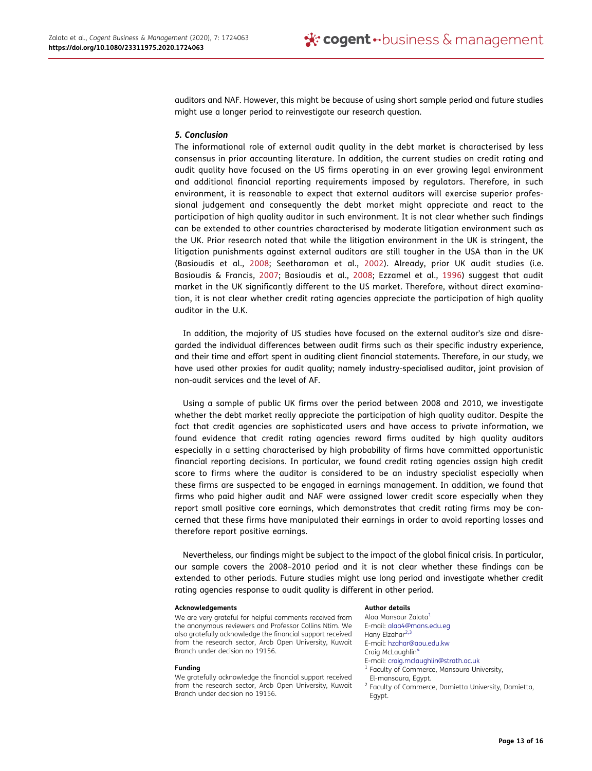auditors and NAF. However, this might be because of using short sample period and future studies might use a longer period to reinvestigate our research question.

### *5. Conclusion*

The informational role of external audit quality in the debt market is characterised by less consensus in prior accounting literature. In addition, the current studies on credit rating and audit quality have focused on the US firms operating in an ever growing legal environment and additional financial reporting requirements imposed by regulators. Therefore, in such environment, it is reasonable to expect that external auditors will exercise superior professional judgement and consequently the debt market might appreciate and react to the participation of high quality auditor in such environment. It is not clear whether such findings can be extended to other countries characterised by moderate litigation environment such as the UK. Prior research noted that while the litigation environment in the UK is stringent, the litigation punishments against external auditors are still tougher in the USA than in the UK (Basioudis et al., 2008; Seetharaman et al., 2002). Already, prior UK audit studies (i.e. Basioudis & Francis, 2007; Basioudis et al., 2008; Ezzamel et al., 1996) suggest that audit market in the UK significantly different to the US market. Therefore, without direct examination, it is not clear whether credit rating agencies appreciate the participation of high quality auditor in the U.K.

In addition, the majority of US studies have focused on the external auditor's size and disregarded the individual differences between audit firms such as their specific industry experience, and their time and effort spent in auditing client financial statements. Therefore, in our study, we have used other proxies for audit quality; namely industry-specialised auditor, joint provision of non-audit services and the level of AF.

Using a sample of public UK firms over the period between 2008 and 2010, we investigate whether the debt market really appreciate the participation of high quality auditor. Despite the fact that credit agencies are sophisticated users and have access to private information, we found evidence that credit rating agencies reward firms audited by high quality auditors especially in a setting characterised by high probability of firms have committed opportunistic financial reporting decisions. In particular, we found credit rating agencies assign high credit score to firms where the auditor is considered to be an industry specialist especially when these firms are suspected to be engaged in earnings management. In addition, we found that firms who paid higher audit and NAF were assigned lower credit score especially when they report small positive core earnings, which demonstrates that credit rating firms may be concerned that these firms have manipulated their earnings in order to avoid reporting losses and therefore report positive earnings.

Nevertheless, our findings might be subject to the impact of the global finical crisis. In particular, our sample covers the 2008–2010 period and it is not clear whether these findings can be extended to other periods. Future studies might use long period and investigate whether credit rating agencies response to audit quality is different in other period.

**Acknowledgements**

We are very grateful for helpful comments received from the anonymous reviewers and Professor Collins Ntim. We also gratefully acknowledge the financial support received from the research sector, Arab Open University, Kuwait Branch under decision no 19156.

**Funding**

We gratefully acknowledge the financial support received from the research sector, Arab Open University, Kuwait Branch under decision no 19156.

**Author details**

Alaa Mansour Zalata[1]
E-mail: alaa4@mans.edu.eg
Hany Elzahar[2,3]
E-mail: hzahar@aou.edu.kw
Craig McLaughlin[4]
E-mail: craig.mclaughlin@strath.ac.uk

[1] Faculty of Commerce, Mansoura University, El-mansoura, Egypt.
[2] Faculty of Commerce, Damietta University, Damietta, Egypt.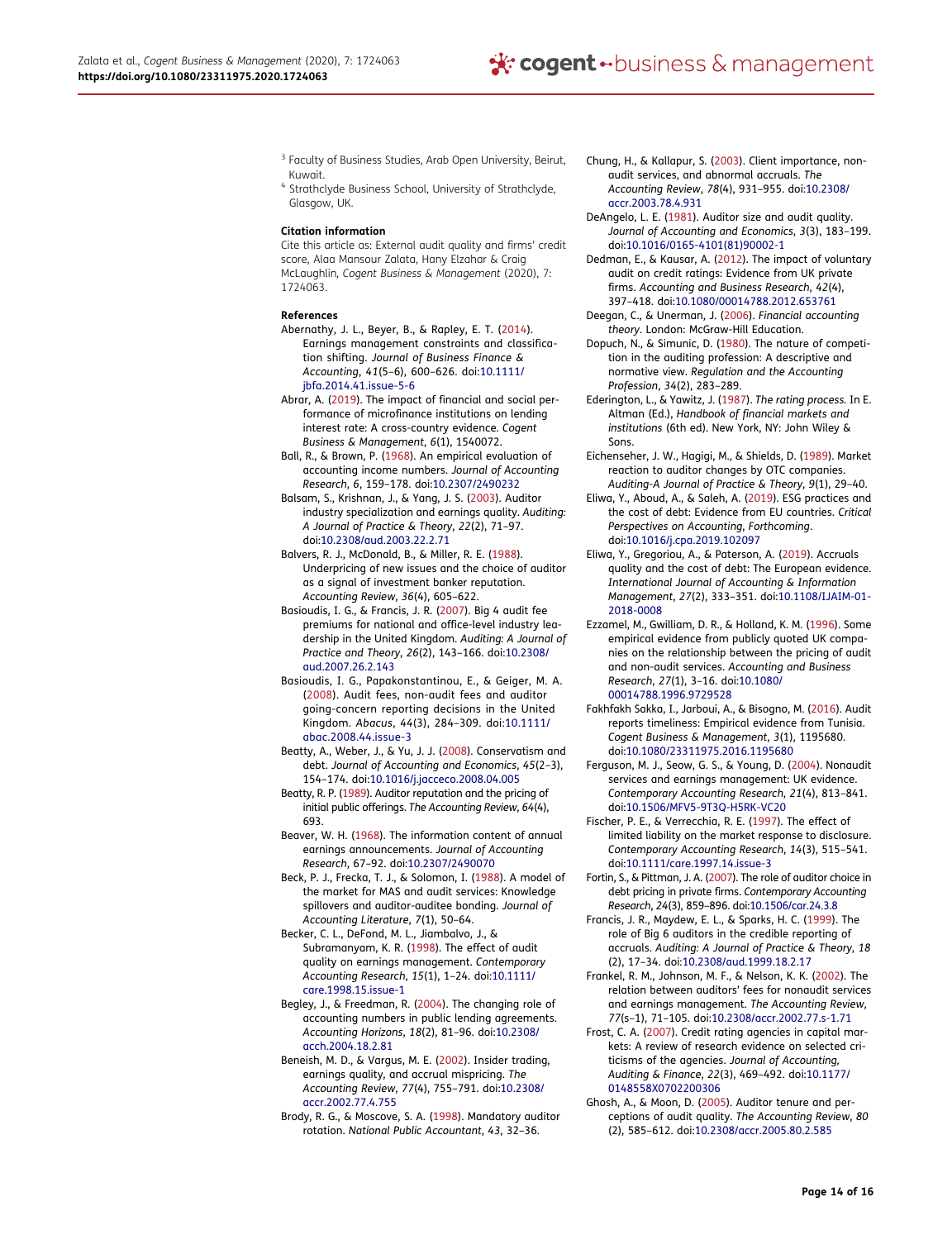[3] Faculty of Business Studies, Arab Open University, Beirut, Kuwait.
[4] Strathclyde Business School, University of Strathclyde, Glasgow, UK.

**Citation information**
Cite this article as: External audit quality and firms' credit score, Alaa Mansour Zalata, Hany Elzahar & Craig McLaughlin, *Cogent Business & Management* (2020), 7: 1724063.

**References**

Abernathy, J. L., Beyer, B., & Rapley, E. T. (2014). Earnings management constraints and classification shifting. *Journal of Business Finance & Accounting*, *41*(5–6), 600–626. doi:10.1111/jbfa.2014.41.issue-5-6

Abrar, A. (2019). The impact of financial and social performance of microfinance institutions on lending interest rate: A cross-country evidence. *Cogent Business & Management*, *6*(1), 1540072.

Ball, R., & Brown, P. (1968). An empirical evaluation of accounting income numbers. *Journal of Accounting Research*, *6*, 159–178. doi:10.2307/2490232

Balsam, S., Krishnan, J., & Yang, J. S. (2003). Auditor industry specialization and earnings quality. *Auditing: A Journal of Practice & Theory*, *22*(2), 71–97. doi:10.2308/aud.2003.22.2.71

Balvers, R. J., McDonald, B., & Miller, R. E. (1988). Underpricing of new issues and the choice of auditor as a signal of investment banker reputation. *Accounting Review*, *36*(4), 605–622.

Basioudis, I. G., & Francis, J. R. (2007). Big 4 audit fee premiums for national and office-level industry leadership in the United Kingdom. *Auditing: A Journal of Practice and Theory*, *26*(2), 143–166. doi:10.2308/aud.2007.26.2.143

Basioudis, I. G., Papakonstantinou, E., & Geiger, M. A. (2008). Audit fees, non-audit fees and auditor going-concern reporting decisions in the United Kingdom. *Abacus*, 44(3), 284–309. doi:10.1111/abac.2008.44.issue-3

Beatty, A., Weber, J., & Yu, J. J. (2008). Conservatism and debt. *Journal of Accounting and Economics*, *45*(2–3), 154–174. doi:10.1016/j.jacceco.2008.04.005

Beatty, R. P. (1989). Auditor reputation and the pricing of initial public offerings. *The Accounting Review*, *64*(4), 693.

Beaver, W. H. (1968). The information content of annual earnings announcements. *Journal of Accounting Research*, 67–92. doi:10.2307/2490070

Beck, P. J., Frecka, T. J., & Solomon, I. (1988). A model of the market for MAS and audit services: Knowledge spillovers and auditor-auditee bonding. *Journal of Accounting Literature*, *7*(1), 50–64.

Becker, C. L., DeFond, M. L., Jiambalvo, J., & Subramanyam, K. R. (1998). The effect of audit quality on earnings management. *Contemporary Accounting Research*, *15*(1), 1–24. doi:10.1111/care.1998.15.issue-1

Begley, J., & Freedman, R. (2004). The changing role of accounting numbers in public lending agreements. *Accounting Horizons*, *18*(2), 81–96. doi:10.2308/acch.2004.18.2.81

Beneish, M. D., & Vargus, M. E. (2002). Insider trading, earnings quality, and accrual mispricing. *The Accounting Review*, *77*(4), 755–791. doi:10.2308/accr.2002.77.4.755

Brody, R. G., & Moscove, S. A. (1998). Mandatory auditor rotation. *National Public Accountant*, *43*, 32–36.

Chung, H., & Kallapur, S. (2003). Client importance, non-audit services, and abnormal accruals. *The Accounting Review*, *78*(4), 931–955. doi:10.2308/accr.2003.78.4.931

DeAngelo, L. E. (1981). Auditor size and audit quality. *Journal of Accounting and Economics*, *3*(3), 183–199. doi:10.1016/0165-4101(81)90002-1

Dedman, E., & Kausar, A. (2012). The impact of voluntary audit on credit ratings: Evidence from UK private firms. *Accounting and Business Research*, *42*(4), 397–418. doi:10.1080/00014788.2012.653761

Deegan, C., & Unerman, J. (2006). *Financial accounting theory*. London: McGraw-Hill Education.

Dopuch, N., & Simunic, D. (1980). The nature of competition in the auditing profession: A descriptive and normative view. *Regulation and the Accounting Profession*, *34*(2), 283–289.

Ederington, L., & Yawitz, J. (1987). *The rating process.* In E. Altman (Ed.), *Handbook of financial markets and institutions* (6th ed). New York, NY: John Wiley & Sons.

Eichenseher, J. W., Hagigi, M., & Shields, D. (1989). Market reaction to auditor changes by OTC companies. *Auditing-A Journal of Practice & Theory*, *9*(1), 29–40.

Eliwa, Y., Aboud, A., & Saleh, A. (2019). ESG practices and the cost of debt: Evidence from EU countries. *Critical Perspectives on Accounting*, *Forthcoming*. doi:10.1016/j.cpa.2019.102097

Eliwa, Y., Gregoriou, A., & Paterson, A. (2019). Accruals quality and the cost of debt: The European evidence. *International Journal of Accounting & Information Management*, *27*(2), 333–351. doi:10.1108/IJAIM-01-2018-0008

Ezzamel, M., Gwilliam, D. R., & Holland, K. M. (1996). Some empirical evidence from publicly quoted UK companies on the relationship between the pricing of audit and non-audit services. *Accounting and Business Research*, *27*(1), 3–16. doi:10.1080/00014788.1996.9729528

Fakhfakh Sakka, I., Jarboui, A., & Bisogno, M. (2016). Audit reports timeliness: Empirical evidence from Tunisia. *Cogent Business & Management*, *3*(1), 1195680. doi:10.1080/23311975.2016.1195680

Ferguson, M. J., Seow, G. S., & Young, D. (2004). Nonaudit services and earnings management: UK evidence. *Contemporary Accounting Research*, *21*(4), 813–841. doi:10.1506/MFV5-9T3Q-H5RK-VC20

Fischer, P. E., & Verrecchia, R. E. (1997). The effect of limited liability on the market response to disclosure. *Contemporary Accounting Research*, *14*(3), 515–541. doi:10.1111/care.1997.14.issue-3

Fortin, S., & Pittman, J. A. (2007). The role of auditor choice in debt pricing in private firms. *Contemporary Accounting Research*, 24(3), 859–896. doi:10.1506/car.24.3.8

Francis, J. R., Maydew, E. L., & Sparks, H. C. (1999). The role of Big 6 auditors in the credible reporting of accruals. *Auditing: A Journal of Practice & Theory*, *18* (2), 17–34. doi:10.2308/aud.1999.18.2.17

Frankel, R. M., Johnson, M. F., & Nelson, K. K. (2002). The relation between auditors' fees for nonaudit services and earnings management. *The Accounting Review*, *77*(s–1), 71–105. doi:10.2308/accr.2002.77.s-1.71

Frost, C. A. (2007). Credit rating agencies in capital markets: A review of research evidence on selected criticisms of the agencies. *Journal of Accounting, Auditing & Finance*, *22*(3), 469–492. doi:10.1177/0148558X0702200306

Ghosh, A., & Moon, D. (2005). Auditor tenure and perceptions of audit quality. *The Accounting Review*, *80* (2), 585–612. doi:10.2308/accr.2005.80.2.585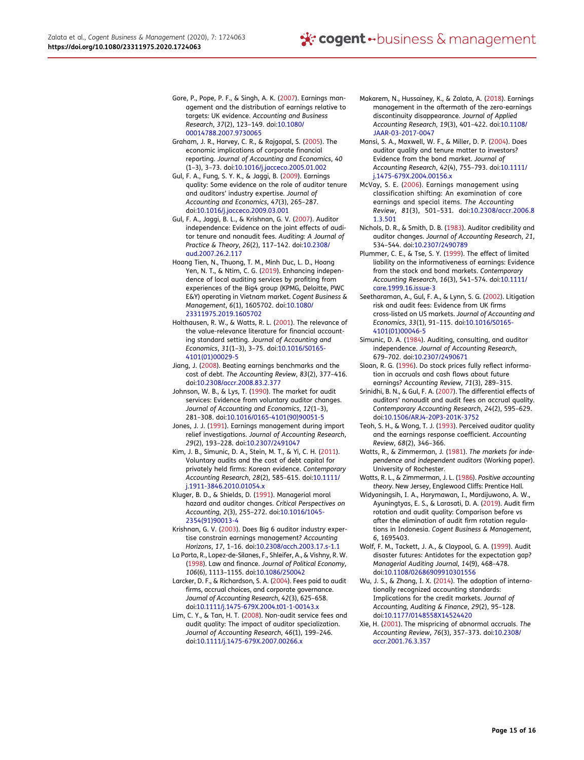Gore, P., Pope, P. F., & Singh, A. K. (2007). Earnings management and the distribution of earnings relative to targets: UK evidence. *Accounting and Business Research*, *37*(2), 123–149. doi:10.1080/00014788.2007.9730065

Graham, J. R., Harvey, C. R., & Rajgopal, S. (2005). The economic implications of corporate financial reporting. *Journal of Accounting and Economics*, *40* (1–3), 3–73. doi:10.1016/j.jacceco.2005.01.002

Gul, F. A., Fung, S. Y. K., & Jaggi, B. (2009). Earnings quality: Some evidence on the role of auditor tenure and auditors' industry expertise. *Journal of Accounting and Economics*, *47*(3), 265–287. doi:10.1016/j.jacceco.2009.03.001

Gul, F. A., Jaggi, B. L., & Krishnan, G. V. (2007). Auditor independence: Evidence on the joint effects of auditor tenure and nonaudit fees. *Auditing: A Journal of Practice & Theory*, *26*(2), 117–142. doi:10.2308/aud.2007.26.2.117

Hoang Tien, N., Thuong, T. M., Minh Duc, L. D., Hoang Yen, N. T., & Ntim, C. G. (2019). Enhancing independence of local auditing services by profiting from experiences of the Big4 group (KPMG, Deloitte, PWC E&Y) operating in Vietnam market. *Cogent Business & Management*, *6*(1), 1605702. doi:10.1080/23311975.2019.1605702

Holthausen, R. W., & Watts, R. L. (2001). The relevance of the value-relevance literature for financial accounting standard setting. *Journal of Accounting and Economics*, *31*(1–3), 3–75. doi:10.1016/S0165-4101(01)00029-5

Jiang, J. (2008). Beating earnings benchmarks and the cost of debt. *The Accounting Review*, *83*(2), 377–416. doi:10.2308/accr.2008.83.2.377

Johnson, W. B., & Lys, T. (1990). The market for audit services: Evidence from voluntary auditor changes. *Journal of Accounting and Economics*, *12*(1–3), 281–308. doi:10.1016/0165-4101(90)90051-5

Jones, J. J. (1991). Earnings management during import relief investigations. *Journal of Accounting Research*, *29*(2), 193–228. doi:10.2307/2491047

Kim, J. B., Simunic, D. A., Stein, M. T., & Yi, C. H. (2011). Voluntary audits and the cost of debt capital for privately held firms: Korean evidence. *Contemporary Accounting Research*, *28*(2), 585–615. doi:10.1111/j.1911-3846.2010.01054.x

Kluger, B. D., & Shields, D. (1991). Managerial moral hazard and auditor changes. *Critical Perspectives on Accounting*, *2*(3), 255–272. doi:10.1016/1045-2354(91)90013-4

Krishnan, G. V. (2003). Does Big 6 auditor industry expertise constrain earnings management? *Accounting Horizons*, *17*, 1–16. doi:10.2308/acch.2003.17.s-1.1

La Porta, R., Lopez-de-Silanes, F., Shleifer, A., & Vishny, R. W. (1998). Law and finance. *Journal of Political Economy*, *106*(6), 1113–1155. doi:10.1086/250042

Larcker, D. F., & Richardson, S. A. (2004). Fees paid to audit firms, accrual choices, and corporate governance. *Journal of Accounting Research*, *42*(3), 625–658. doi:10.1111/j.1475-679X.2004.t01-1-00143.x

Lim, C. Y., & Tan, H. T. (2008). Non-audit service fees and audit quality: The impact of auditor specialization. *Journal of Accounting Research*, 46(1), 199–246. doi:10.1111/j.1475-679X.2007.00266.x

Makarem, N., Hussainey, K., & Zalata, A. (2018). Earnings management in the aftermath of the zero-earnings discontinuity disappearance. *Journal of Applied Accounting Research*, *19*(3), 401–422. doi:10.1108/JAAR-03-2017-0047

Mansi, S. A., Maxwell, W. F., & Miller, D. P. (2004). Does auditor quality and tenure matter to investors? Evidence from the bond market. *Journal of Accounting Research*, *42*(4), 755–793. doi:10.1111/j.1475-679X.2004.00156.x

McVay, S. E. (2006). Earnings management using classification shifting: An examination of core earnings and special items. *The Accounting Review*, *81*(3), 501–531. doi:10.2308/accr.2006.81.3.501

Nichols, D. R., & Smith, D. B. (1983). Auditor credibility and auditor changes. *Journal of Accounting Research*, *21*, 534–544. doi:10.2307/2490789

Plummer, C. E., & Tse, S. Y. (1999). The effect of limited liability on the informativeness of earnings: Evidence from the stock and bond markets. *Contemporary Accounting Research*, *16*(3), 541–574. doi:10.1111/care.1999.16.issue-3

Seetharaman, A., Gul, F. A., & Lynn, S. G. (2002). Litigation risk and audit fees: Evidence from UK firms cross-listed on US markets. *Journal of Accounting and Economics*, *33*(1), 91–115. doi:10.1016/S0165-4101(01)00046-5

Simunic, D. A. (1984). Auditing, consulting, and auditor independence. *Journal of Accounting Research*, 679–702. doi:10.2307/2490671

Sloan, R. G. (1996). Do stock prices fully reflect information in accruals and cash flows about future earnings? *Accounting Review*, *71*(3), 289–315.

Srinidhi, B. N., & Gul, F. A. (2007). The differential effects of auditors' nonaudit and audit fees on accrual quality. *Contemporary Accounting Research*, *24*(2), 595–629. doi:10.1506/ARJ4-20P3-201K-3752

Teoh, S. H., & Wong, T. J. (1993). Perceived auditor quality and the earnings response coefficient. *Accounting Review*, *68*(2), 346–366.

Watts, R., & Zimmerman, J. (1981). *The markets for independence and independent auditors* (Working paper). University of Rochester.

Watts, R. L., & Zimmerman, J. L. (1986). *Positive accounting theory*. New Jersey, Englewood Cliffs: Prentice Hall.

Widyaningsih, I. A., Harymawan, I., Mardijuwono, A. W., Ayuningtyas, E. S., & Larasati, D. A. (2019). Audit firm rotation and audit quality: Comparison before vs after the elimination of audit firm rotation regulations in Indonesia. *Cogent Business & Management*, *6*, 1695403.

Wolf, F. M., Tackett, J. A., & Claypool, G. A. (1999). Audit disaster futures: Antidotes for the expectation gap? *Managerial Auditing Journal*, *14*(9), 468–478. doi:10.1108/02686909910301556

Wu, J. S., & Zhang, I. X. (2014). The adoption of internationally recognized accounting standards: Implications for the credit markets. *Journal of Accounting, Auditing & Finance*, *29*(2), 95–128. doi:10.1177/0148558X14524420

Xie, H. (2001). The mispricing of abnormal accruals. *The Accounting Review*, *76*(3), 357–373. doi:10.2308/accr.2001.76.3.357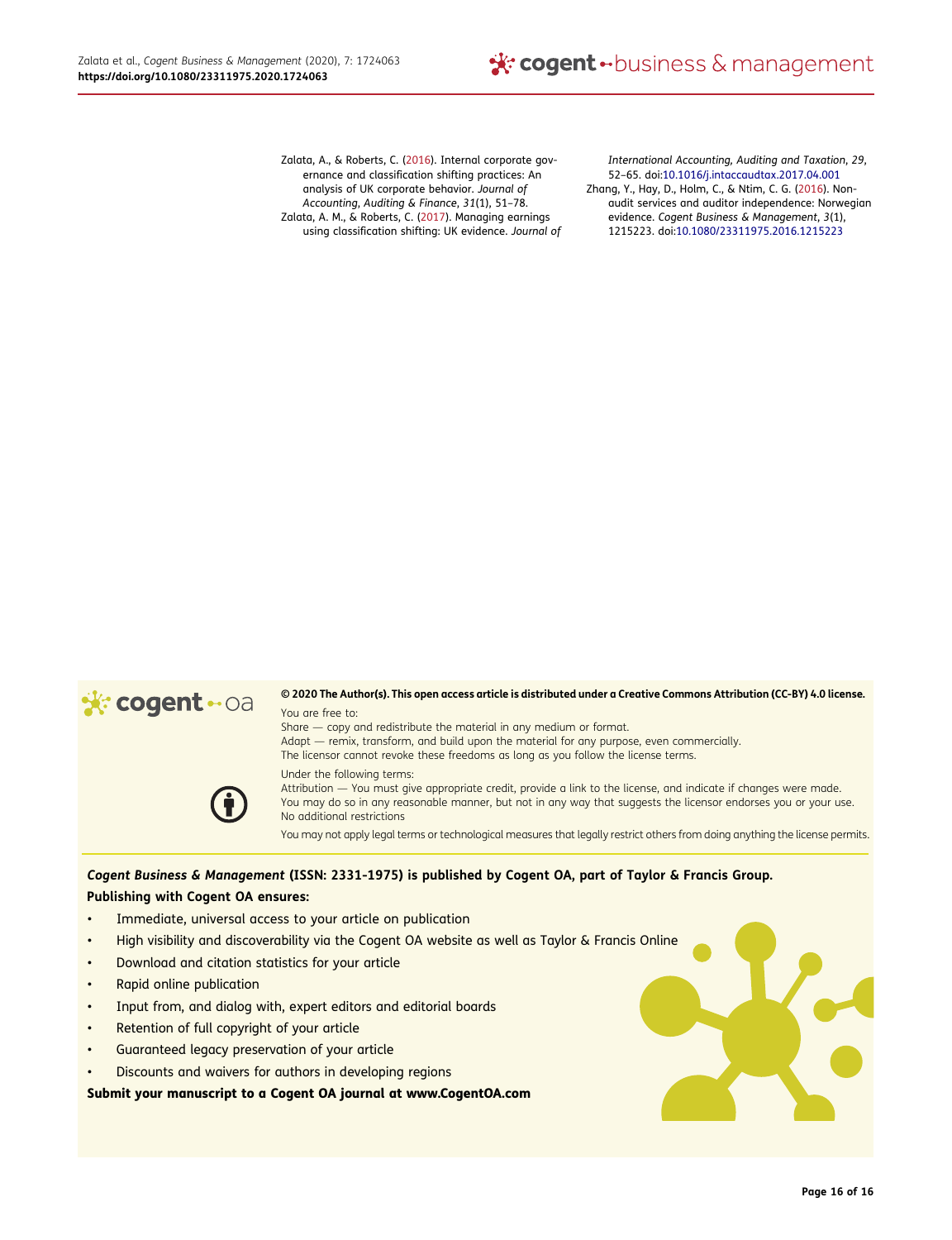Zalata, A., & Roberts, C. (2016). Internal corporate governance and classification shifting practices: An analysis of UK corporate behavior. *Journal of Accounting, Auditing & Finance*, *31*(1), 51–78.

Zalata, A. M., & Roberts, C. (2017). Managing earnings using classification shifting: UK evidence. *Journal of International Accounting, Auditing and Taxation*, *29*, 52–65. doi:10.1016/j.intaccaudtax.2017.04.001

Zhang, Y., Hay, D., Holm, C., & Ntim, C. G. (2016). Non-audit services and auditor independence: Norwegian evidence. *Cogent Business & Management*, *3*(1), 1215223. doi:10.1080/23311975.2016.1215223

**© 2020 The Author(s). This open access article is distributed under a Creative Commons Attribution (CC-BY) 4.0 license.**

You are free to:

Share — copy and redistribute the material in any medium or format.

Adapt — remix, transform, and build upon the material for any purpose, even commercially.

The licensor cannot revoke these freedoms as long as you follow the license terms.

Under the following terms:

Attribution — You must give appropriate credit, provide a link to the license, and indicate if changes were made. You may do so in any reasonable manner, but not in any way that suggests the licensor endorses you or your use.

No additional restrictions

You may not apply legal terms or technological measures that legally restrict others from doing anything the license permits.

***Cogent Business & Management*** **(ISSN: 2331-1975) is published by Cogent OA, part of Taylor & Francis Group.**

**Publishing with Cogent OA ensures:**

- Immediate, universal access to your article on publication
- High visibility and discoverability via the Cogent OA website as well as Taylor & Francis Online
- Download and citation statistics for your article
- Rapid online publication
- Input from, and dialog with, expert editors and editorial boards
- Retention of full copyright of your article
- Guaranteed legacy preservation of your article
- Discounts and waivers for authors in developing regions

**Submit your manuscript to a Cogent OA journal at www.CogentOA.com**